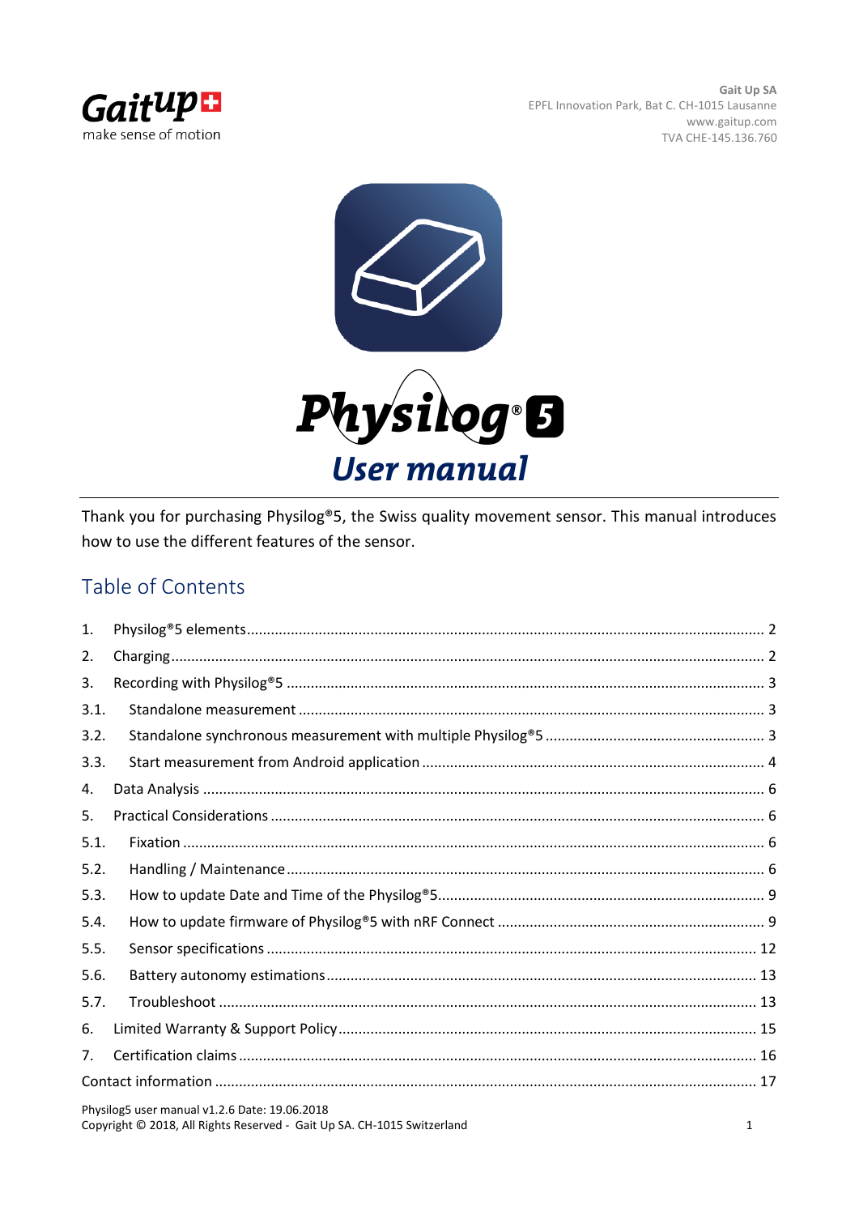GaitUp
make sense of motion

Gait Up SA
EPFL Innovation Park, Bat C. CH-1015 Lausanne
www.gaitup.com
TVA CHE-145.136.760

# Physilog®5 User manual

Thank you for purchasing Physilog®5, the Swiss quality movement sensor. This manual introduces how to use the different features of the sensor.

## Table of Contents

1. Physilog®5 elements ... 2
2. Charging ... 2
3. Recording with Physilog®5 ... 3
   - 3.1. Standalone measurement ... 3
   - 3.2. Standalone synchronous measurement with multiple Physilog®5 ... 3
   - 3.3. Start measurement from Android application ... 4
4. Data Analysis ... 6
5. Practical Considerations ... 6
   - 5.1. Fixation ... 6
   - 5.2. Handling / Maintenance ... 6
   - 5.3. How to update Date and Time of the Physilog®5 ... 9
   - 5.4. How to update firmware of Physilog®5 with nRF Connect ... 9
   - 5.5. Sensor specifications ... 12
   - 5.6. Battery autonomy estimations ... 13
   - 5.7. Troubleshoot ... 13
6. Limited Warranty & Support Policy ... 15
7. Certification claims ... 16

Contact information ... 17

Physilog5 user manual v1.2.6 Date: 19.06.2018
Copyright © 2018, All Rights Reserved - Gait Up SA. CH-1015 Switzerland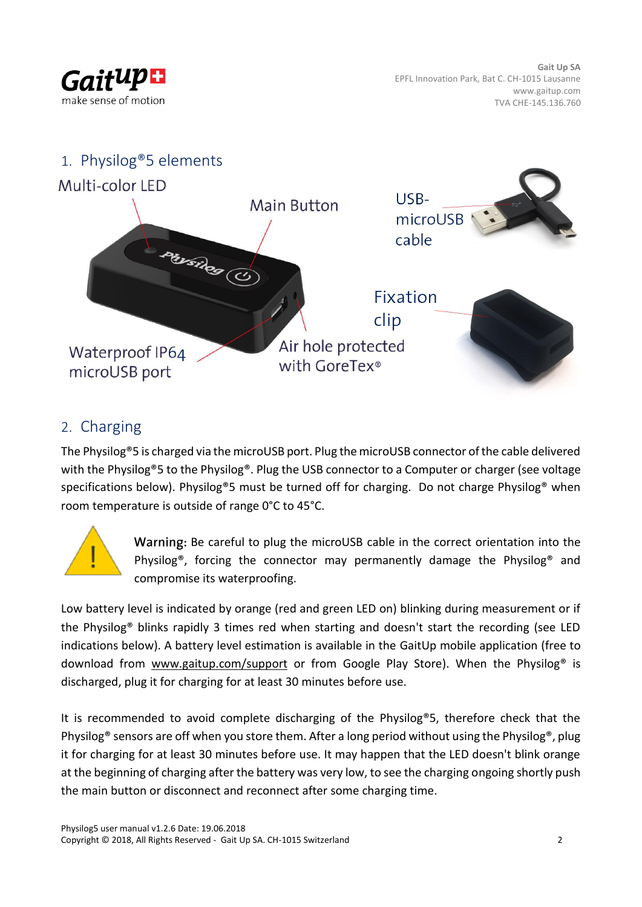## 1. Physilog®5 elements

Multi-color LED

Main Button

USB-microUSB cable

Fixation clip

Waterproof IP64 microUSB port

Air hole protected with GoreTex®

## 2. Charging

The Physilog®5 is charged via the microUSB port. Plug the microUSB connector of the cable delivered with the Physilog®5 to the Physilog®. Plug the USB connector to a Computer or charger (see voltage specifications below). Physilog®5 must be turned off for charging. Do not charge Physilog® when room temperature is outside of range 0°C to 45°C.

**Warning:** Be careful to plug the microUSB cable in the correct orientation into the Physilog®, forcing the connector may permanently damage the Physilog® and compromise its waterproofing.

Low battery level is indicated by orange (red and green LED on) blinking during measurement or if the Physilog® blinks rapidly 3 times red when starting and doesn't start the recording (see LED indications below). A battery level estimation is available in the GaitUp mobile application (free to download from www.gaitup.com/support or from Google Play Store). When the Physilog® is discharged, plug it for charging for at least 30 minutes before use.

It is recommended to avoid complete discharging of the Physilog®5, therefore check that the Physilog® sensors are off when you store them. After a long period without using the Physilog®, plug it for charging for at least 30 minutes before use. It may happen that the LED doesn't blink orange at the beginning of charging after the battery was very low, to see the charging ongoing shortly push the main button or disconnect and reconnect after some charging time.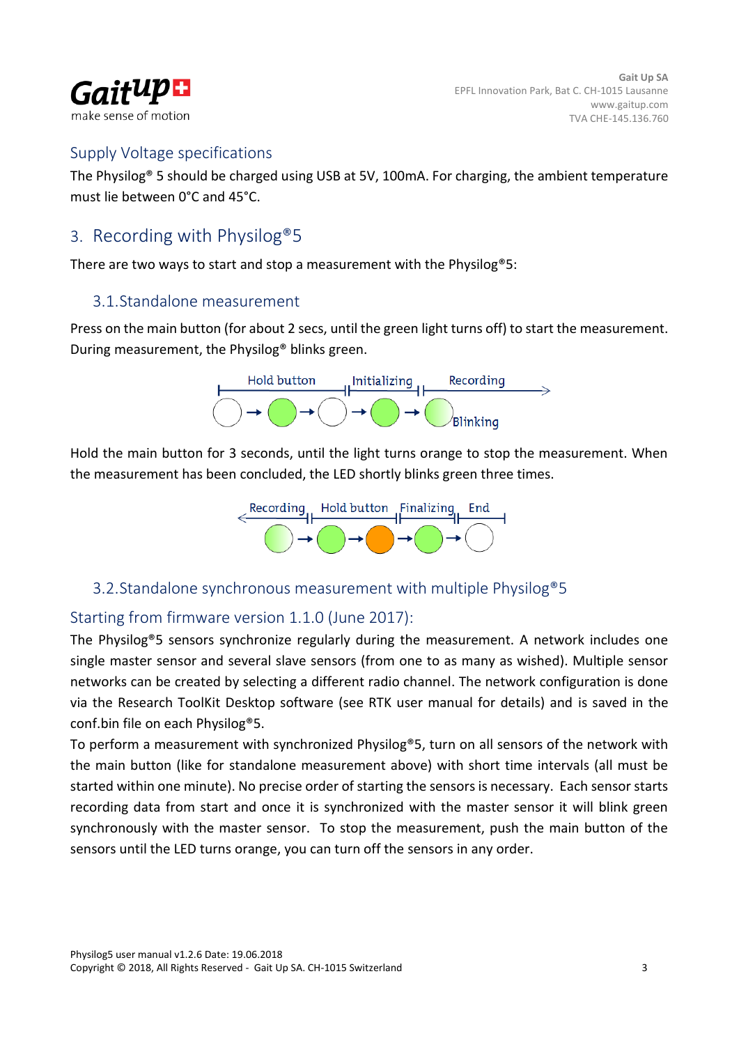## Supply Voltage specifications

The Physilog® 5 should be charged using USB at 5V, 100mA. For charging, the ambient temperature must lie between 0°C and 45°C.

# 3. Recording with Physilog®5

There are two ways to start and stop a measurement with the Physilog®5:

## 3.1. Standalone measurement

Press on the main button (for about 2 secs, until the green light turns off) to start the measurement. During measurement, the Physilog® blinks green.

Hold button | Initializing | Recording

Blinking

Hold the main button for 3 seconds, until the light turns orange to stop the measurement. When the measurement has been concluded, the LED shortly blinks green three times.

Recording | Hold button | Finalizing | End

## 3.2. Standalone synchronous measurement with multiple Physilog®5

### Starting from firmware version 1.1.0 (June 2017):

The Physilog®5 sensors synchronize regularly during the measurement. A network includes one single master sensor and several slave sensors (from one to as many as wished). Multiple sensor networks can be created by selecting a different radio channel. The network configuration is done via the Research ToolKit Desktop software (see RTK user manual for details) and is saved in the conf.bin file on each Physilog®5.

To perform a measurement with synchronized Physilog®5, turn on all sensors of the network with the main button (like for standalone measurement above) with short time intervals (all must be started within one minute). No precise order of starting the sensors is necessary. Each sensor starts recording data from start and once it is synchronized with the master sensor it will blink green synchronously with the master sensor. To stop the measurement, push the main button of the sensors until the LED turns orange, you can turn off the sensors in any order.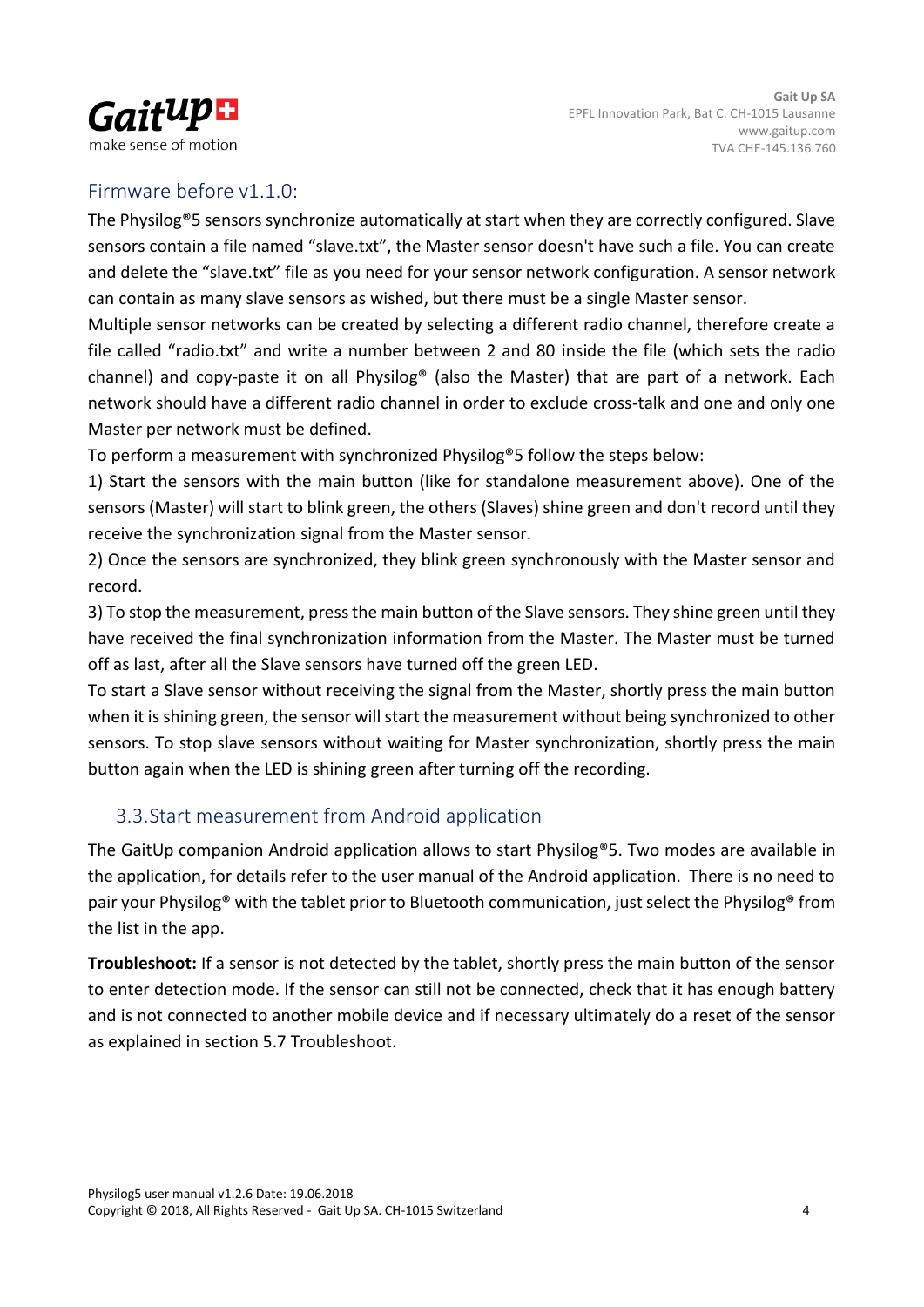### Firmware before v1.1.0:

The Physilog®5 sensors synchronize automatically at start when they are correctly configured. Slave sensors contain a file named “slave.txt”, the Master sensor doesn't have such a file. You can create and delete the “slave.txt” file as you need for your sensor network configuration. A sensor network can contain as many slave sensors as wished, but there must be a single Master sensor.

Multiple sensor networks can be created by selecting a different radio channel, therefore create a file called “radio.txt” and write a number between 2 and 80 inside the file (which sets the radio channel) and copy-paste it on all Physilog® (also the Master) that are part of a network. Each network should have a different radio channel in order to exclude cross-talk and one and only one Master per network must be defined.

To perform a measurement with synchronized Physilog®5 follow the steps below:

1) Start the sensors with the main button (like for standalone measurement above). One of the sensors (Master) will start to blink green, the others (Slaves) shine green and don't record until they receive the synchronization signal from the Master sensor.

2) Once the sensors are synchronized, they blink green synchronously with the Master sensor and record.

3) To stop the measurement, press the main button of the Slave sensors. They shine green until they have received the final synchronization information from the Master. The Master must be turned off as last, after all the Slave sensors have turned off the green LED.

To start a Slave sensor without receiving the signal from the Master, shortly press the main button when it is shining green, the sensor will start the measurement without being synchronized to other sensors. To stop slave sensors without waiting for Master synchronization, shortly press the main button again when the LED is shining green after turning off the recording.

## 3.3.Start measurement from Android application

The GaitUp companion Android application allows to start Physilog®5. Two modes are available in the application, for details refer to the user manual of the Android application. There is no need to pair your Physilog® with the tablet prior to Bluetooth communication, just select the Physilog® from the list in the app.

**Troubleshoot:** If a sensor is not detected by the tablet, shortly press the main button of the sensor to enter detection mode. If the sensor can still not be connected, check that it has enough battery and is not connected to another mobile device and if necessary ultimately do a reset of the sensor as explained in section 5.7 Troubleshoot.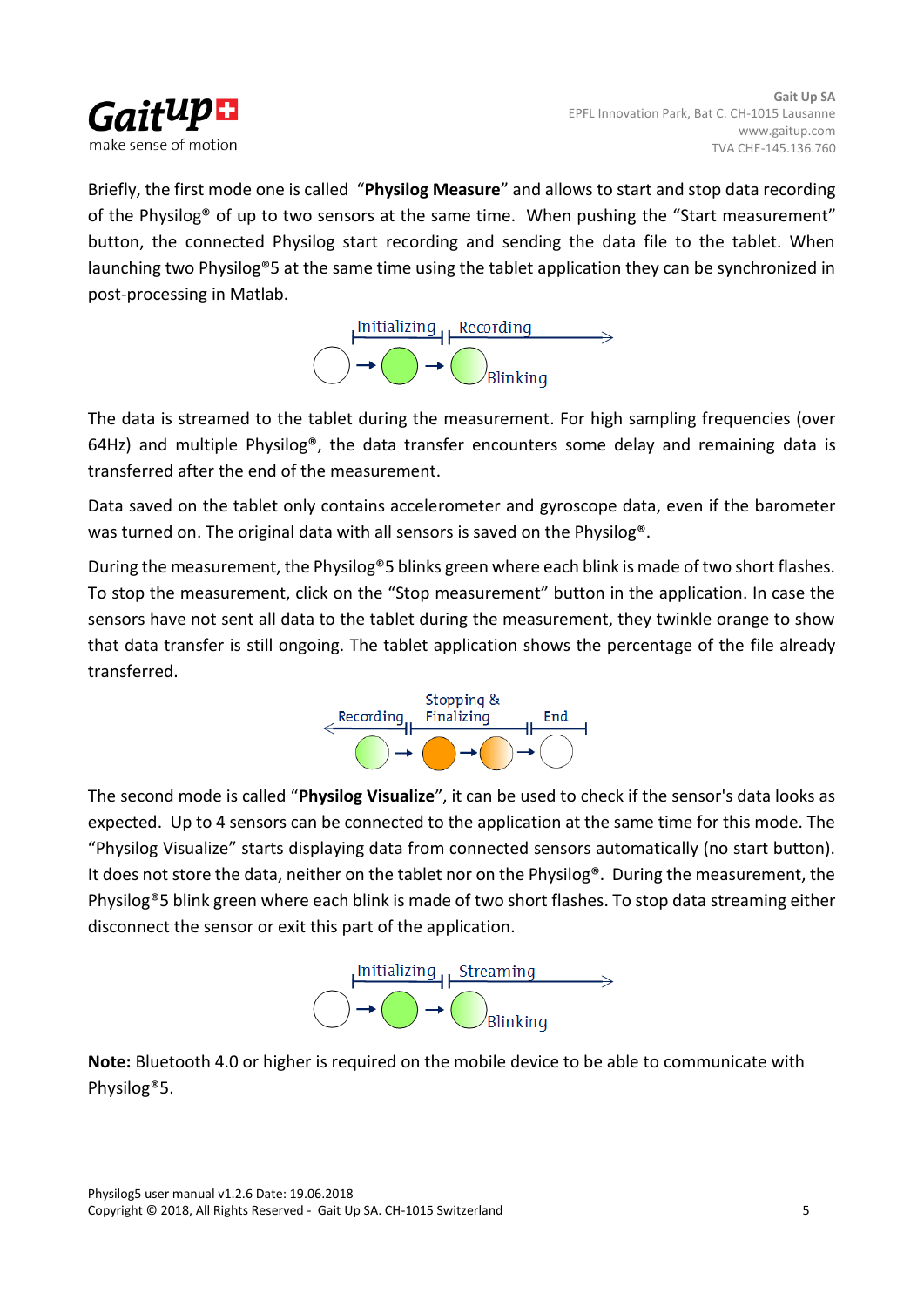Briefly, the first mode one is called "**Physilog Measure**" and allows to start and stop data recording of the Physilog® of up to two sensors at the same time. When pushing the "Start measurement" button, the connected Physilog start recording and sending the data file to the tablet. When launching two Physilog®5 at the same time using the tablet application they can be synchronized in post-processing in Matlab.

Initializing | Recording

Blinking

The data is streamed to the tablet during the measurement. For high sampling frequencies (over 64Hz) and multiple Physilog®, the data transfer encounters some delay and remaining data is transferred after the end of the measurement.

Data saved on the tablet only contains accelerometer and gyroscope data, even if the barometer was turned on. The original data with all sensors is saved on the Physilog®.

During the measurement, the Physilog®5 blinks green where each blink is made of two short flashes. To stop the measurement, click on the "Stop measurement" button in the application. In case the sensors have not sent all data to the tablet during the measurement, they twinkle orange to show that data transfer is still ongoing. The tablet application shows the percentage of the file already transferred.

Recording | Stopping & Finalizing | End

The second mode is called "**Physilog Visualize**", it can be used to check if the sensor's data looks as expected. Up to 4 sensors can be connected to the application at the same time for this mode. The "Physilog Visualize" starts displaying data from connected sensors automatically (no start button). It does not store the data, neither on the tablet nor on the Physilog®. During the measurement, the Physilog®5 blink green where each blink is made of two short flashes. To stop data streaming either disconnect the sensor or exit this part of the application.

Initializing | Streaming

Blinking

**Note:** Bluetooth 4.0 or higher is required on the mobile device to be able to communicate with Physilog®5.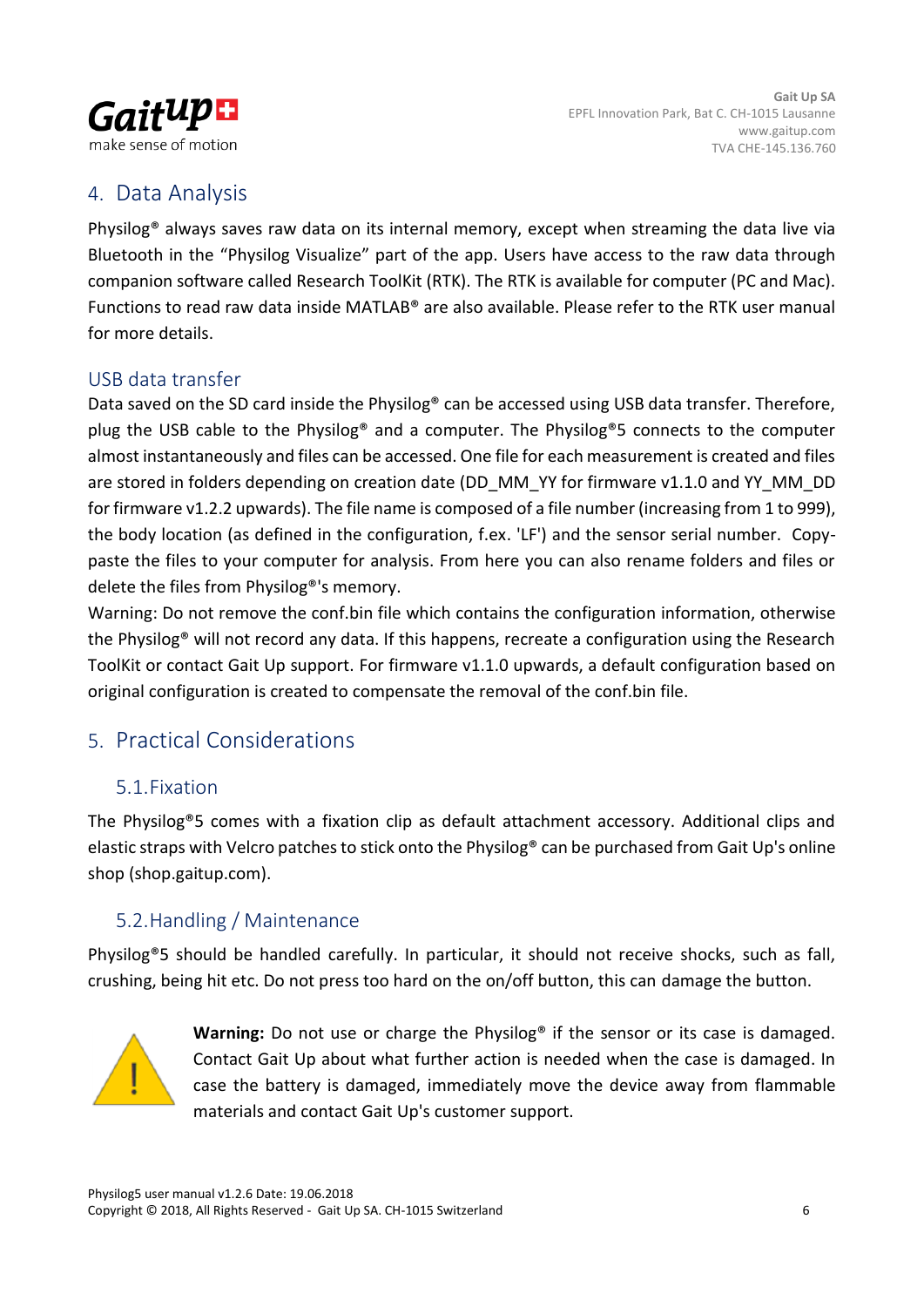# 4. Data Analysis

Physilog® always saves raw data on its internal memory, except when streaming the data live via Bluetooth in the "Physilog Visualize" part of the app. Users have access to the raw data through companion software called Research ToolKit (RTK). The RTK is available for computer (PC and Mac). Functions to read raw data inside MATLAB® are also available. Please refer to the RTK user manual for more details.

### USB data transfer

Data saved on the SD card inside the Physilog® can be accessed using USB data transfer. Therefore, plug the USB cable to the Physilog® and a computer. The Physilog®5 connects to the computer almost instantaneously and files can be accessed. One file for each measurement is created and files are stored in folders depending on creation date (DD_MM_YY for firmware v1.1.0 and YY_MM_DD for firmware v1.2.2 upwards). The file name is composed of a file number (increasing from 1 to 999), the body location (as defined in the configuration, f.ex. 'LF') and the sensor serial number. Copy-paste the files to your computer for analysis. From here you can also rename folders and files or delete the files from Physilog®'s memory.

Warning: Do not remove the conf.bin file which contains the configuration information, otherwise the Physilog® will not record any data. If this happens, recreate a configuration using the Research ToolKit or contact Gait Up support. For firmware v1.1.0 upwards, a default configuration based on original configuration is created to compensate the removal of the conf.bin file.

# 5. Practical Considerations

## 5.1. Fixation

The Physilog®5 comes with a fixation clip as default attachment accessory. Additional clips and elastic straps with Velcro patches to stick onto the Physilog® can be purchased from Gait Up's online shop (shop.gaitup.com).

## 5.2. Handling / Maintenance

Physilog®5 should be handled carefully. In particular, it should not receive shocks, such as fall, crushing, being hit etc. Do not press too hard on the on/off button, this can damage the button.

**Warning:** Do not use or charge the Physilog® if the sensor or its case is damaged. Contact Gait Up about what further action is needed when the case is damaged. In case the battery is damaged, immediately move the device away from flammable materials and contact Gait Up's customer support.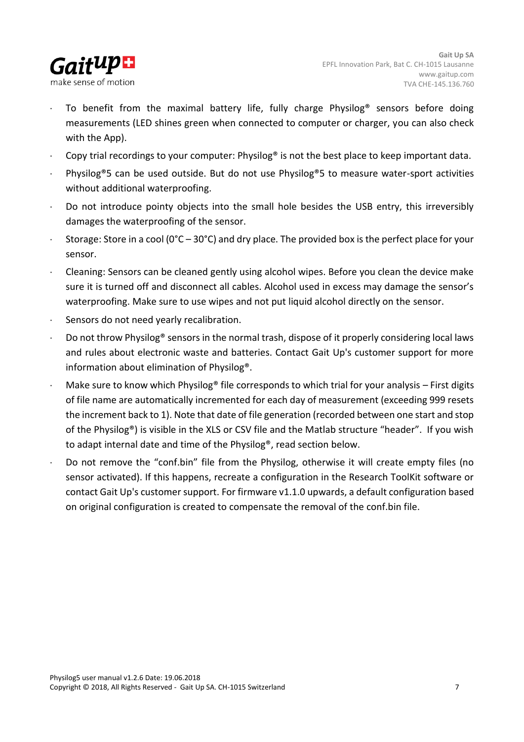- To benefit from the maximal battery life, fully charge Physilog® sensors before doing measurements (LED shines green when connected to computer or charger, you can also check with the App).
- Copy trial recordings to your computer: Physilog® is not the best place to keep important data.
- Physilog®5 can be used outside. But do not use Physilog®5 to measure water-sport activities without additional waterproofing.
- Do not introduce pointy objects into the small hole besides the USB entry, this irreversibly damages the waterproofing of the sensor.
- Storage: Store in a cool (0°C – 30°C) and dry place. The provided box is the perfect place for your sensor.
- Cleaning: Sensors can be cleaned gently using alcohol wipes. Before you clean the device make sure it is turned off and disconnect all cables. Alcohol used in excess may damage the sensor's waterproofing. Make sure to use wipes and not put liquid alcohol directly on the sensor.
- Sensors do not need yearly recalibration.
- Do not throw Physilog® sensors in the normal trash, dispose of it properly considering local laws and rules about electronic waste and batteries. Contact Gait Up's customer support for more information about elimination of Physilog®.
- Make sure to know which Physilog® file corresponds to which trial for your analysis – First digits of file name are automatically incremented for each day of measurement (exceeding 999 resets the increment back to 1). Note that date of file generation (recorded between one start and stop of the Physilog®) is visible in the XLS or CSV file and the Matlab structure "header". If you wish to adapt internal date and time of the Physilog®, read section below.
- Do not remove the "conf.bin" file from the Physilog, otherwise it will create empty files (no sensor activated). If this happens, recreate a configuration in the Research ToolKit software or contact Gait Up's customer support. For firmware v1.1.0 upwards, a default configuration based on original configuration is created to compensate the removal of the conf.bin file.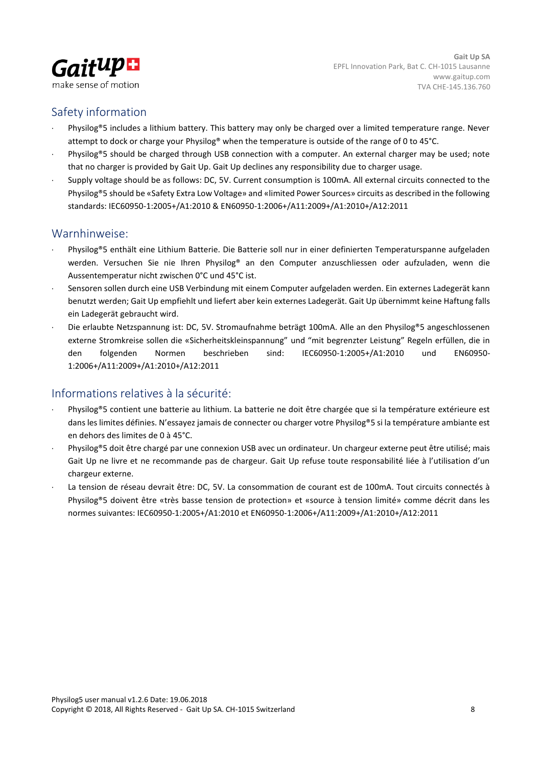## Safety information

- Physilog®5 includes a lithium battery. This battery may only be charged over a limited temperature range. Never attempt to dock or charge your Physilog® when the temperature is outside of the range of 0 to 45°C.
- Physilog®5 should be charged through USB connection with a computer. An external charger may be used; note that no charger is provided by Gait Up. Gait Up declines any responsibility due to charger usage.
- Supply voltage should be as follows: DC, 5V. Current consumption is 100mA. All external circuits connected to the Physilog®5 should be «Safety Extra Low Voltage» and «limited Power Sources» circuits as described in the following standards: IEC60950-1:2005+/A1:2010 & EN60950-1:2006+/A11:2009+/A1:2010+/A12:2011

## Warnhinweise:

- Physilog®5 enthält eine Lithium Batterie. Die Batterie soll nur in einer definierten Temperaturspanne aufgeladen werden. Versuchen Sie nie Ihren Physilog® an den Computer anzuschliessen oder aufzuladen, wenn die Aussentemperatur nicht zwischen 0°C und 45°C ist.
- Sensoren sollen durch eine USB Verbindung mit einem Computer aufgeladen werden. Ein externes Ladegerät kann benutzt werden; Gait Up empfiehlt und liefert aber kein externes Ladegerät. Gait Up übernimmt keine Haftung falls ein Ladegerät gebraucht wird.
- Die erlaubte Netzspannung ist: DC, 5V. Stromaufnahme beträgt 100mA. Alle an den Physilog®5 angeschlossenen externe Stromkreise sollen die «Sicherheitskleinspannung" und "mit begrenzter Leistung" Regeln erfüllen, die in den folgenden Normen beschrieben sind: IEC60950-1:2005+/A1:2010 und EN60950-1:2006+/A11:2009+/A1:2010+/A12:2011

## Informations relatives à la sécurité:

- Physilog®5 contient une batterie au lithium. La batterie ne doit être chargée que si la température extérieure est dans les limites définies. N'essayez jamais de connecter ou charger votre Physilog®5 si la température ambiante est en dehors des limites de 0 à 45°C.
- Physilog®5 doit être chargé par une connexion USB avec un ordinateur. Un chargeur externe peut être utilisé; mais Gait Up ne livre et ne recommande pas de chargeur. Gait Up refuse toute responsabilité liée à l'utilisation d'un chargeur externe.
- La tension de réseau devrait être: DC, 5V. La consommation de courant est de 100mA. Tout circuits connectés à Physilog®5 doivent être «très basse tension de protection» et «source à tension limité» comme décrit dans les normes suivantes: IEC60950-1:2005+/A1:2010 et EN60950-1:2006+/A11:2009+/A1:2010+/A12:2011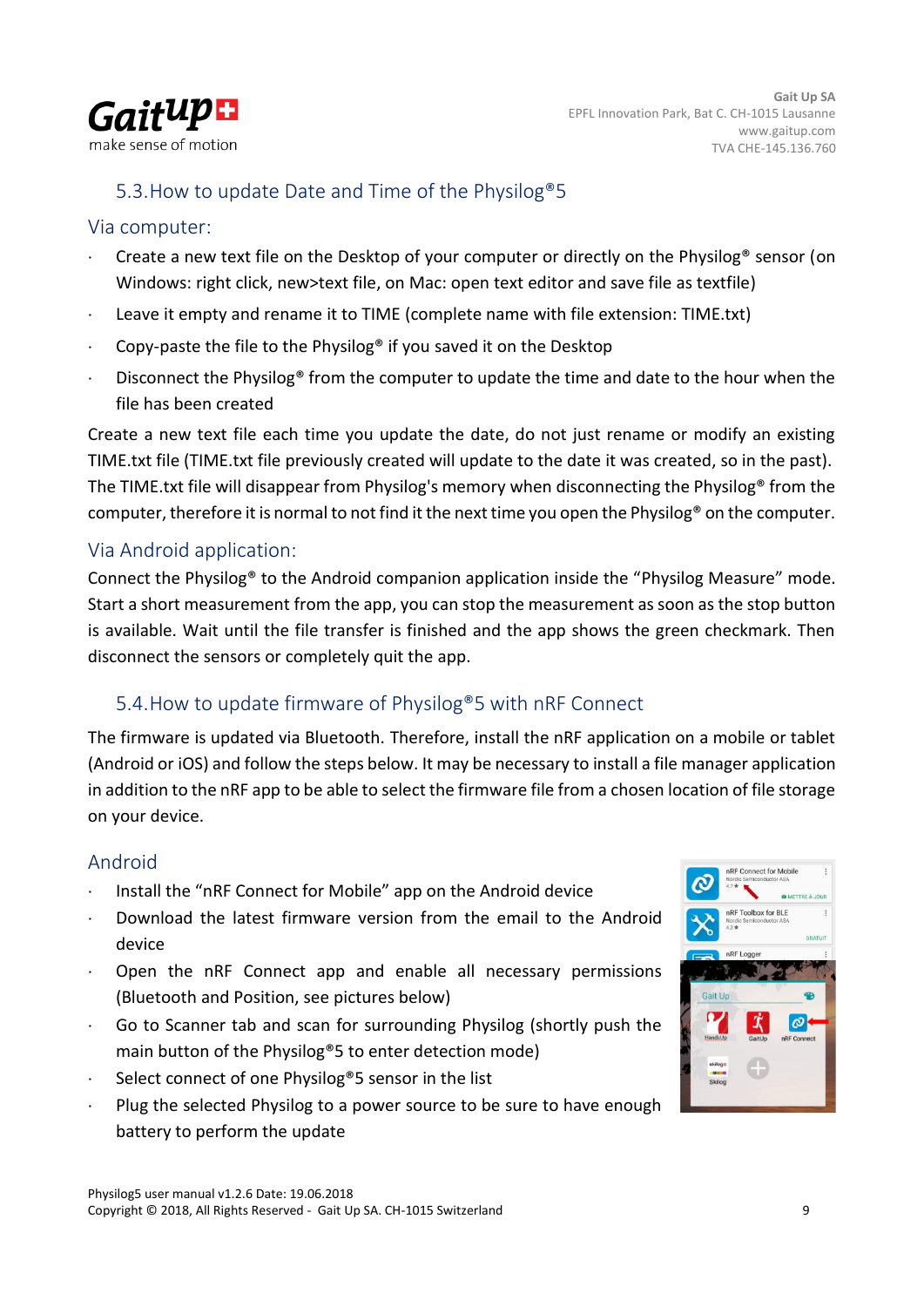## 5.3. How to update Date and Time of the Physilog®5

### Via computer:

- Create a new text file on the Desktop of your computer or directly on the Physilog® sensor (on Windows: right click, new>text file, on Mac: open text editor and save file as textfile)
- Leave it empty and rename it to TIME (complete name with file extension: TIME.txt)
- Copy-paste the file to the Physilog® if you saved it on the Desktop
- Disconnect the Physilog® from the computer to update the time and date to the hour when the file has been created

Create a new text file each time you update the date, do not just rename or modify an existing TIME.txt file (TIME.txt file previously created will update to the date it was created, so in the past). The TIME.txt file will disappear from Physilog's memory when disconnecting the Physilog® from the computer, therefore it is normal to not find it the next time you open the Physilog® on the computer.

### Via Android application:

Connect the Physilog® to the Android companion application inside the "Physilog Measure" mode. Start a short measurement from the app, you can stop the measurement as soon as the stop button is available. Wait until the file transfer is finished and the app shows the green checkmark. Then disconnect the sensors or completely quit the app.

## 5.4. How to update firmware of Physilog®5 with nRF Connect

The firmware is updated via Bluetooth. Therefore, install the nRF application on a mobile or tablet (Android or iOS) and follow the steps below. It may be necessary to install a file manager application in addition to the nRF app to be able to select the firmware file from a chosen location of file storage on your device.

### Android

- Install the "nRF Connect for Mobile" app on the Android device
- Download the latest firmware version from the email to the Android device
- Open the nRF Connect app and enable all necessary permissions (Bluetooth and Position, see pictures below)
- Go to Scanner tab and scan for surrounding Physilog (shortly push the main button of the Physilog®5 to enter detection mode)
- Select connect of one Physilog®5 sensor in the list
- Plug the selected Physilog to a power source to be sure to have enough battery to perform the update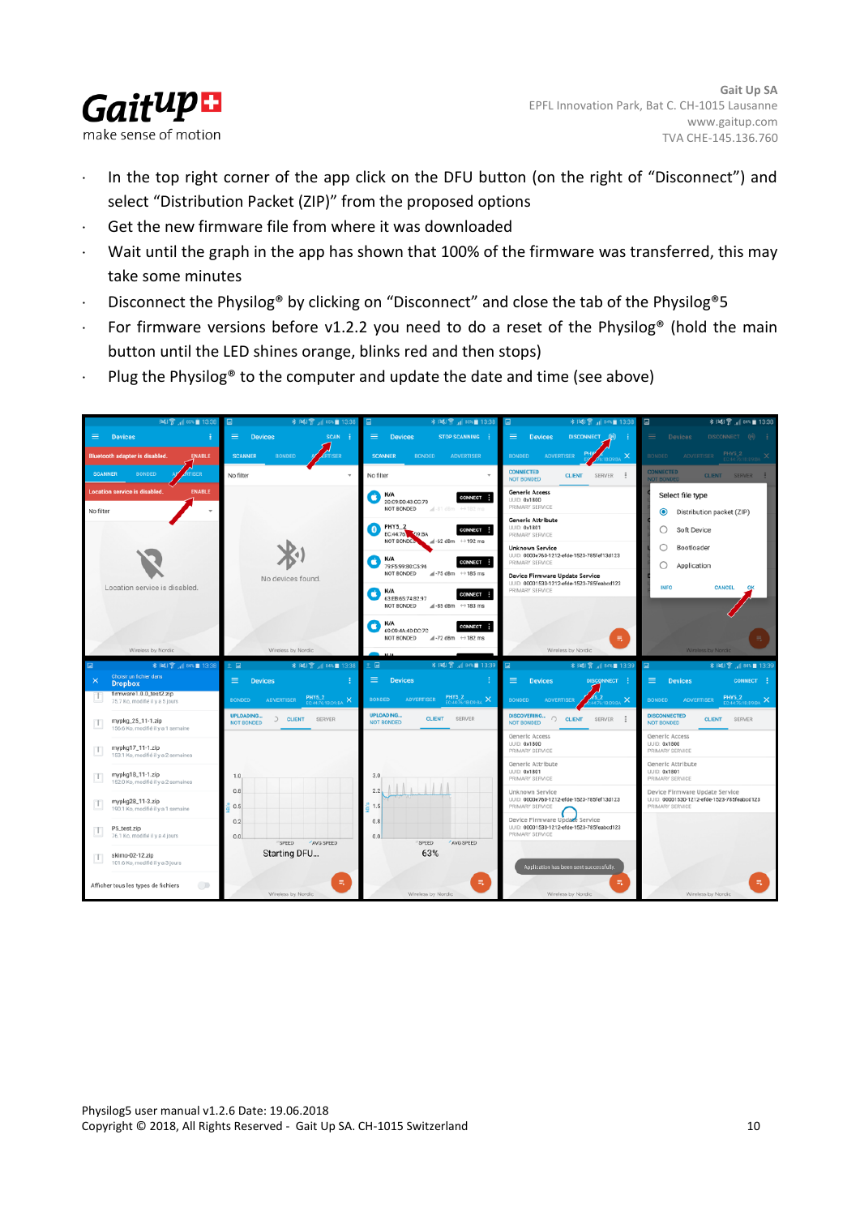- In the top right corner of the app click on the DFU button (on the right of "Disconnect") and select "Distribution Packet (ZIP)" from the proposed options
- Get the new firmware file from where it was downloaded
- Wait until the graph in the app has shown that 100% of the firmware was transferred, this may take some minutes
- Disconnect the Physilog® by clicking on "Disconnect" and close the tab of the Physilog®5
- For firmware versions before v1.2.2 you need to do a reset of the Physilog® (hold the main button until the LED shines orange, blinks red and then stops)
- Plug the Physilog® to the computer and update the date and time (see above)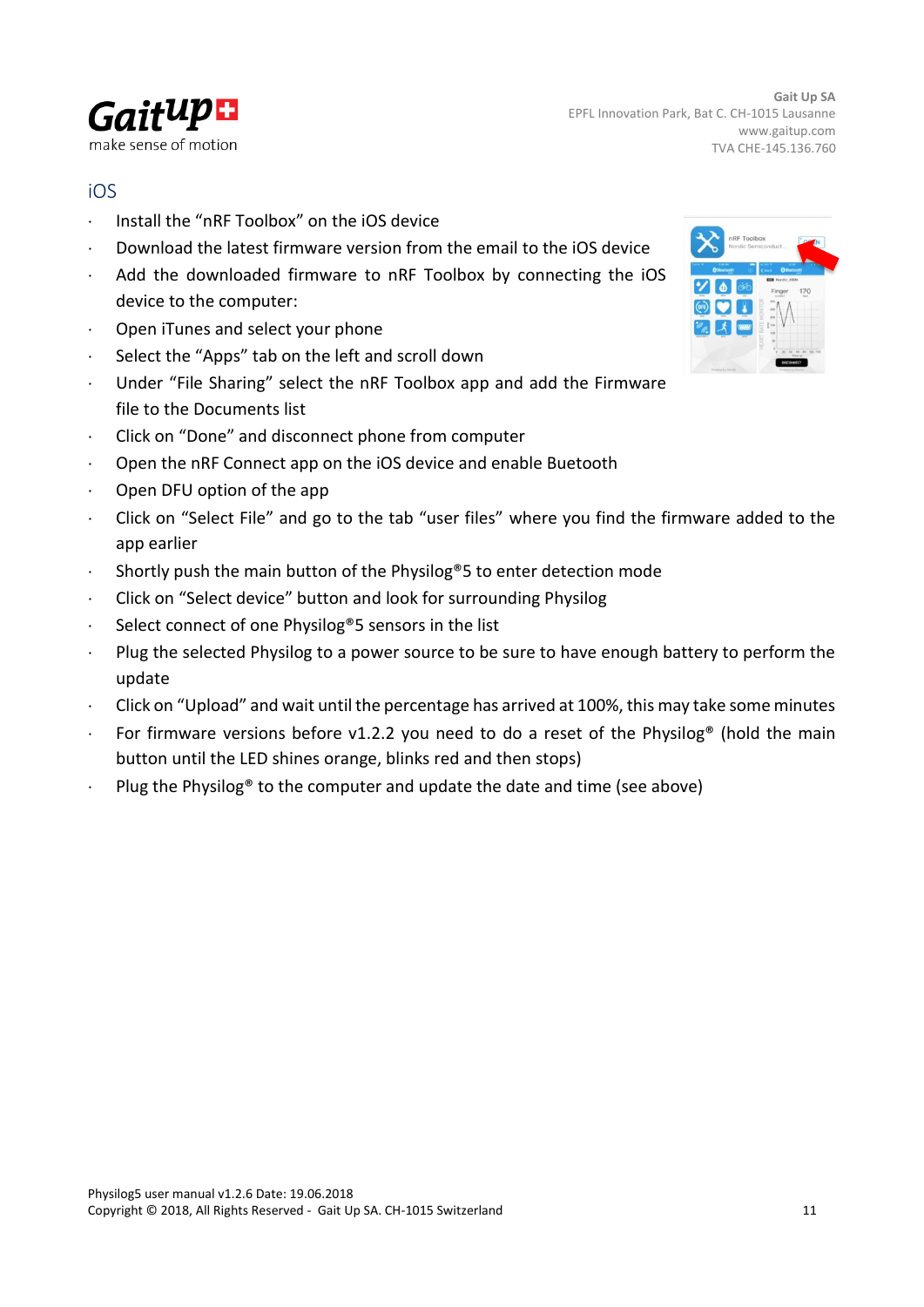## iOS

- Install the “nRF Toolbox” on the iOS device
- Download the latest firmware version from the email to the iOS device
- Add the downloaded firmware to nRF Toolbox by connecting the iOS device to the computer:
- Open iTunes and select your phone
- Select the “Apps” tab on the left and scroll down
- Under “File Sharing” select the nRF Toolbox app and add the Firmware file to the Documents list
- Click on “Done” and disconnect phone from computer
- Open the nRF Connect app on the iOS device and enable Buetooth
- Open DFU option of the app
- Click on “Select File” and go to the tab “user files” where you find the firmware added to the app earlier
- Shortly push the main button of the Physilog®5 to enter detection mode
- Click on “Select device” button and look for surrounding Physilog
- Select connect of one Physilog®5 sensors in the list
- Plug the selected Physilog to a power source to be sure to have enough battery to perform the update
- Click on “Upload” and wait until the percentage has arrived at 100%, this may take some minutes
- For firmware versions before v1.2.2 you need to do a reset of the Physilog® (hold the main button until the LED shines orange, blinks red and then stops)
- Plug the Physilog® to the computer and update the date and time (see above)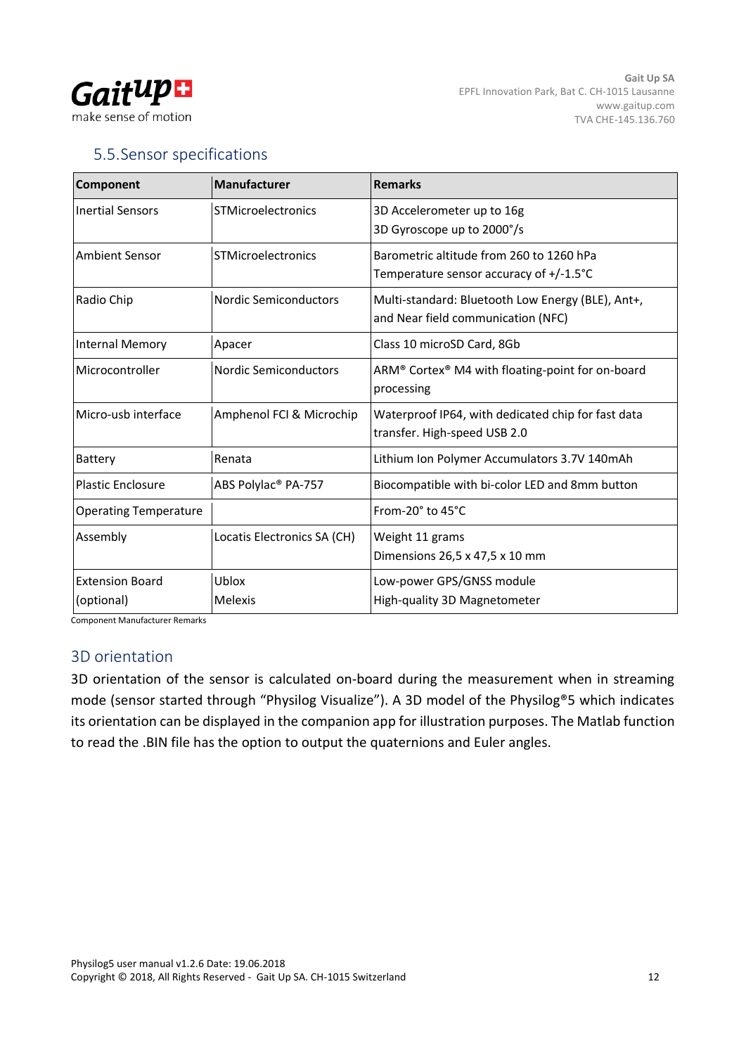## 5.5. Sensor specifications

| Component | Manufacturer | Remarks |
|---|---|---|
| Inertial Sensors | STMicroelectronics | 3D Accelerometer up to 16g<br>3D Gyroscope up to 2000°/s |
| Ambient Sensor | STMicroelectronics | Barometric altitude from 260 to 1260 hPa<br>Temperature sensor accuracy of +/-1.5°C |
| Radio Chip | Nordic Semiconductors | Multi-standard: Bluetooth Low Energy (BLE), Ant+, and Near field communication (NFC) |
| Internal Memory | Apacer | Class 10 microSD Card, 8Gb |
| Microcontroller | Nordic Semiconductors | ARM® Cortex® M4 with floating-point for on-board processing |
| Micro-usb interface | Amphenol FCI & Microchip | Waterproof IP64, with dedicated chip for fast data transfer. High-speed USB 2.0 |
| Battery | Renata | Lithium Ion Polymer Accumulators 3.7V 140mAh |
| Plastic Enclosure | ABS Polylac® PA-757 | Biocompatible with bi-color LED and 8mm button |
| Operating Temperature | | From-20° to 45°C |
| Assembly | Locatis Electronics SA (CH) | Weight 11 grams<br>Dimensions 26,5 x 47,5 x 10 mm |
| Extension Board (optional) | Ublox<br>Melexis | Low-power GPS/GNSS module<br>High-quality 3D Magnetometer |

Component Manufacturer Remarks

### 3D orientation

3D orientation of the sensor is calculated on-board during the measurement when in streaming mode (sensor started through "Physilog Visualize"). A 3D model of the Physilog®5 which indicates its orientation can be displayed in the companion app for illustration purposes. The Matlab function to read the .BIN file has the option to output the quaternions and Euler angles.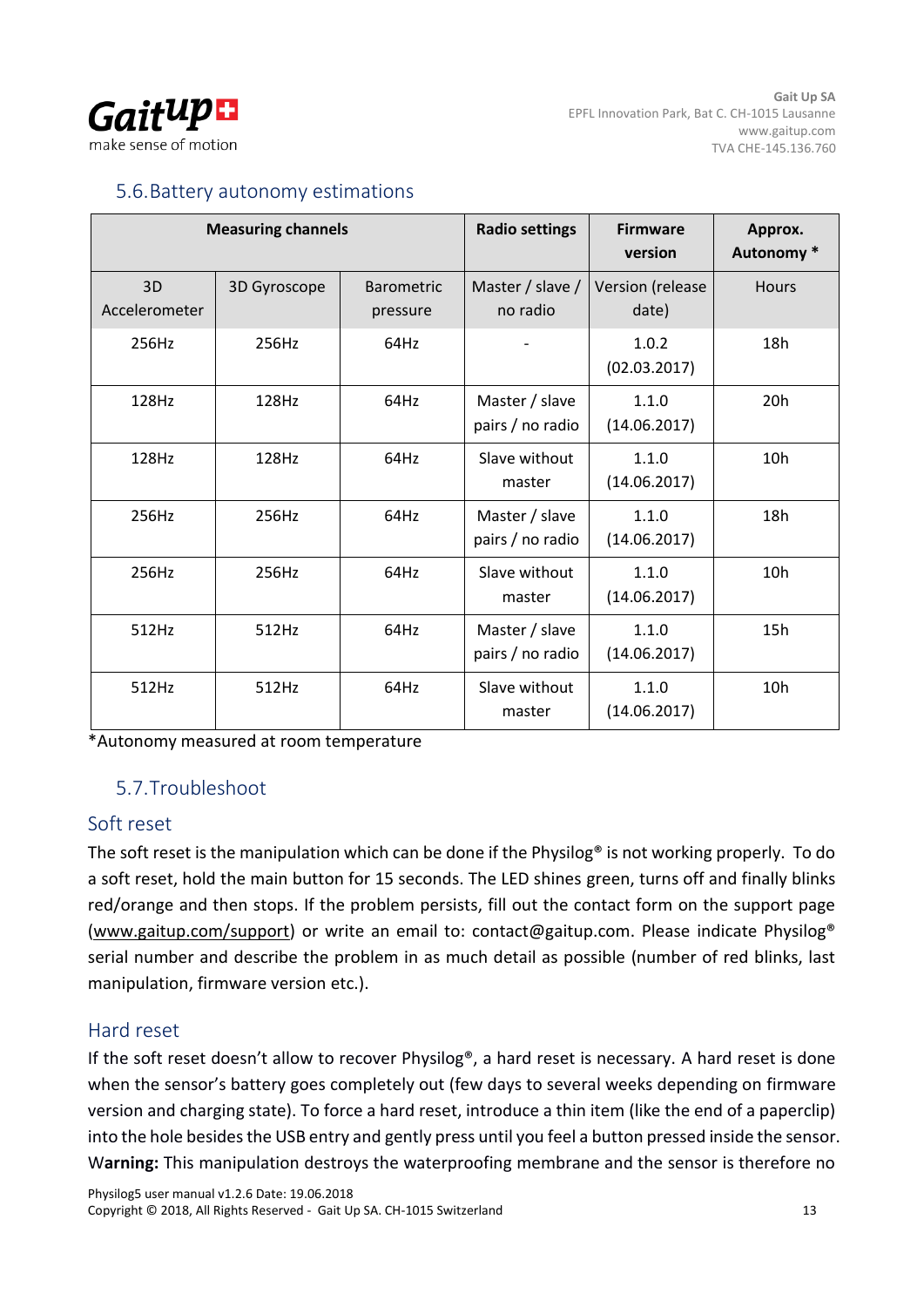## 5.6. Battery autonomy estimations

| Measuring channels | | | Radio settings | Firmware version | Approx. Autonomy * |
|---|---|---|---|---|---|
| 3D Accelerometer | 3D Gyroscope | Barometric pressure | Master / slave / no radio | Version (release date) | Hours |
| 256Hz | 256Hz | 64Hz | - | 1.0.2 (02.03.2017) | 18h |
| 128Hz | 128Hz | 64Hz | Master / slave pairs / no radio | 1.1.0 (14.06.2017) | 20h |
| 128Hz | 128Hz | 64Hz | Slave without master | 1.1.0 (14.06.2017) | 10h |
| 256Hz | 256Hz | 64Hz | Master / slave pairs / no radio | 1.1.0 (14.06.2017) | 18h |
| 256Hz | 256Hz | 64Hz | Slave without master | 1.1.0 (14.06.2017) | 10h |
| 512Hz | 512Hz | 64Hz | Master / slave pairs / no radio | 1.1.0 (14.06.2017) | 15h |
| 512Hz | 512Hz | 64Hz | Slave without master | 1.1.0 (14.06.2017) | 10h |

*Autonomy measured at room temperature

## 5.7. Troubleshoot

### Soft reset

The soft reset is the manipulation which can be done if the Physilog® is not working properly. To do a soft reset, hold the main button for 15 seconds. The LED shines green, turns off and finally blinks red/orange and then stops. If the problem persists, fill out the contact form on the support page (www.gaitup.com/support) or write an email to: contact@gaitup.com. Please indicate Physilog® serial number and describe the problem in as much detail as possible (number of red blinks, last manipulation, firmware version etc.).

### Hard reset

If the soft reset doesn't allow to recover Physilog®, a hard reset is necessary. A hard reset is done when the sensor's battery goes completely out (few days to several weeks depending on firmware version and charging state). To force a hard reset, introduce a thin item (like the end of a paperclip) into the hole besides the USB entry and gently press until you feel a button pressed inside the sensor. W**arning:** This manipulation destroys the waterproofing membrane and the sensor is therefore no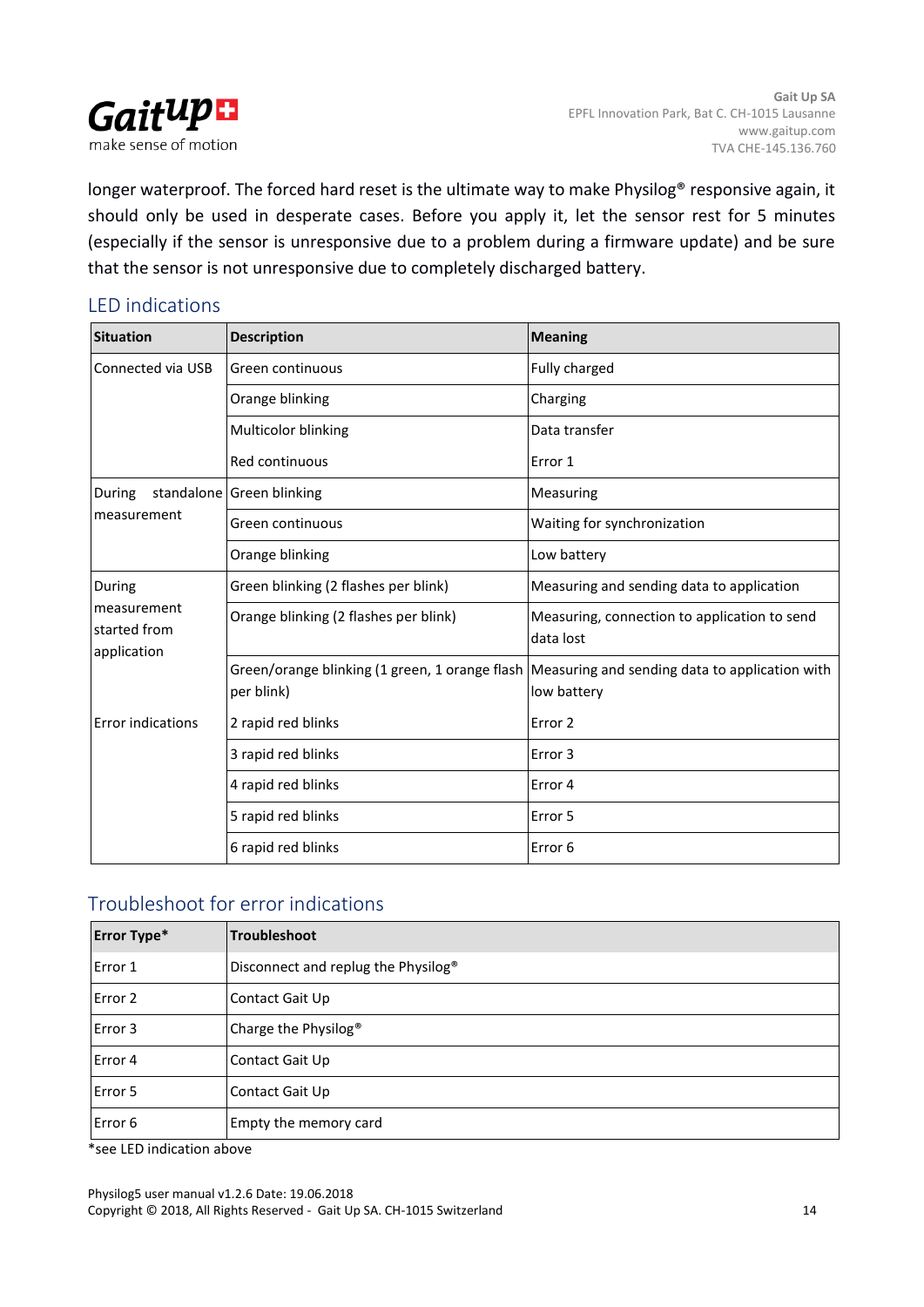longer waterproof. The forced hard reset is the ultimate way to make Physilog® responsive again, it should only be used in desperate cases. Before you apply it, let the sensor rest for 5 minutes (especially if the sensor is unresponsive due to a problem during a firmware update) and be sure that the sensor is not unresponsive due to completely discharged battery.

## LED indications

| Situation | Description | Meaning |
| --- | --- | --- |
| Connected via USB | Green continuous | Fully charged |
| | Orange blinking | Charging |
| | Multicolor blinking | Data transfer |
| | Red continuous | Error 1 |
| During standalone measurement | Green blinking | Measuring |
| | Green continuous | Waiting for synchronization |
| | Orange blinking | Low battery |
| During measurement started from application | Green blinking (2 flashes per blink) | Measuring and sending data to application |
| | Orange blinking (2 flashes per blink) | Measuring, connection to application to send data lost |
| | Green/orange blinking (1 green, 1 orange flash per blink) | Measuring and sending data to application with low battery |
| Error indications | 2 rapid red blinks | Error 2 |
| | 3 rapid red blinks | Error 3 |
| | 4 rapid red blinks | Error 4 |
| | 5 rapid red blinks | Error 5 |
| | 6 rapid red blinks | Error 6 |

## Troubleshoot for error indications

| Error Type* | Troubleshoot |
| --- | --- |
| Error 1 | Disconnect and replug the Physilog® |
| Error 2 | Contact Gait Up |
| Error 3 | Charge the Physilog® |
| Error 4 | Contact Gait Up |
| Error 5 | Contact Gait Up |
| Error 6 | Empty the memory card |

*see LED indication above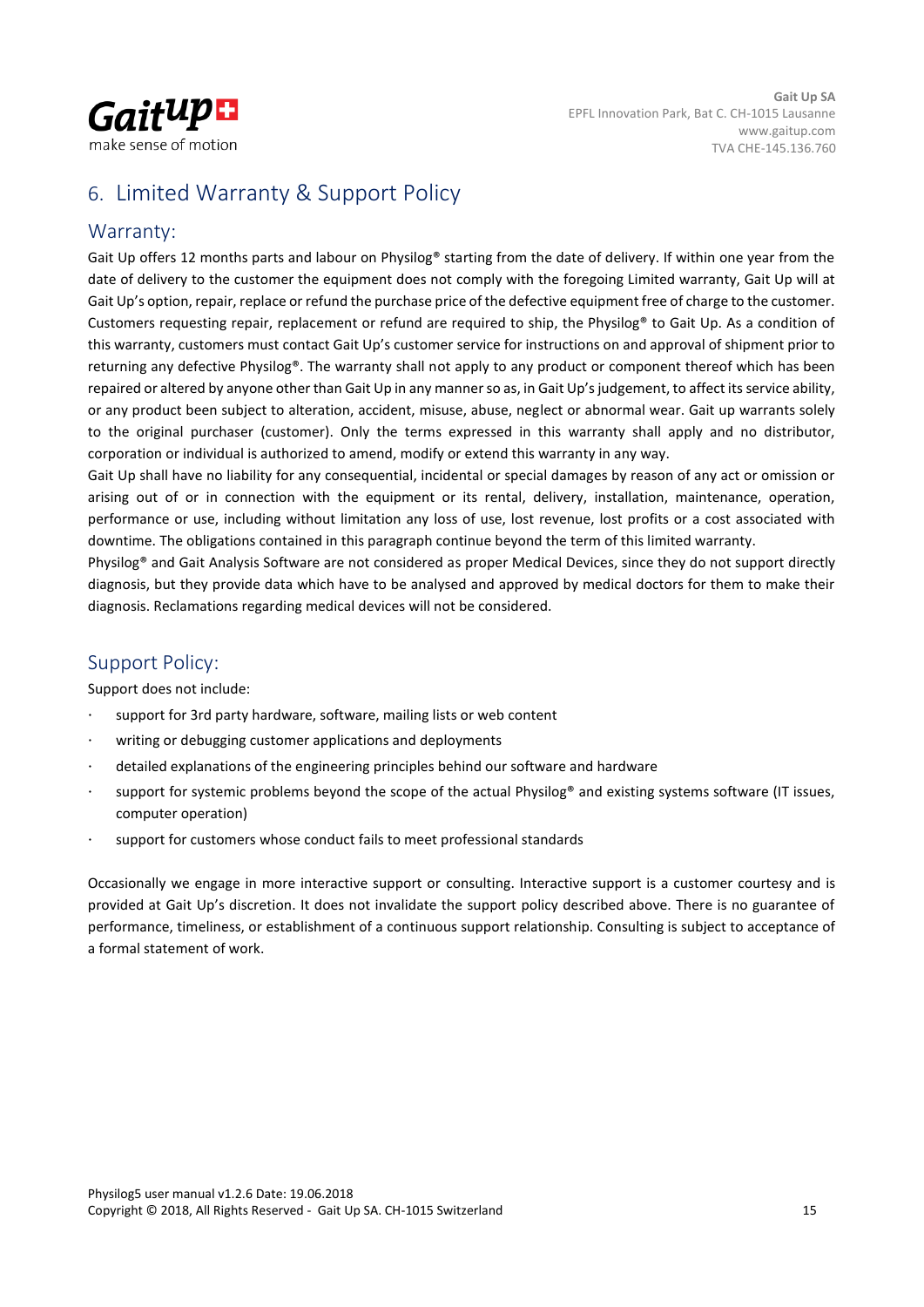# 6. Limited Warranty & Support Policy

## Warranty:

Gait Up offers 12 months parts and labour on Physilog® starting from the date of delivery. If within one year from the date of delivery to the customer the equipment does not comply with the foregoing Limited warranty, Gait Up will at Gait Up's option, repair, replace or refund the purchase price of the defective equipment free of charge to the customer. Customers requesting repair, replacement or refund are required to ship, the Physilog® to Gait Up. As a condition of this warranty, customers must contact Gait Up's customer service for instructions on and approval of shipment prior to returning any defective Physilog®. The warranty shall not apply to any product or component thereof which has been repaired or altered by anyone other than Gait Up in any manner so as, in Gait Up's judgement, to affect its service ability, or any product been subject to alteration, accident, misuse, abuse, neglect or abnormal wear. Gait up warrants solely to the original purchaser (customer). Only the terms expressed in this warranty shall apply and no distributor, corporation or individual is authorized to amend, modify or extend this warranty in any way.

Gait Up shall have no liability for any consequential, incidental or special damages by reason of any act or omission or arising out of or in connection with the equipment or its rental, delivery, installation, maintenance, operation, performance or use, including without limitation any loss of use, lost revenue, lost profits or a cost associated with downtime. The obligations contained in this paragraph continue beyond the term of this limited warranty.

Physilog® and Gait Analysis Software are not considered as proper Medical Devices, since they do not support directly diagnosis, but they provide data which have to be analysed and approved by medical doctors for them to make their diagnosis. Reclamations regarding medical devices will not be considered.

## Support Policy:

Support does not include:

- support for 3rd party hardware, software, mailing lists or web content
- writing or debugging customer applications and deployments
- detailed explanations of the engineering principles behind our software and hardware
- support for systemic problems beyond the scope of the actual Physilog® and existing systems software (IT issues, computer operation)
- support for customers whose conduct fails to meet professional standards

Occasionally we engage in more interactive support or consulting. Interactive support is a customer courtesy and is provided at Gait Up's discretion. It does not invalidate the support policy described above. There is no guarantee of performance, timeliness, or establishment of a continuous support relationship. Consulting is subject to acceptance of a formal statement of work.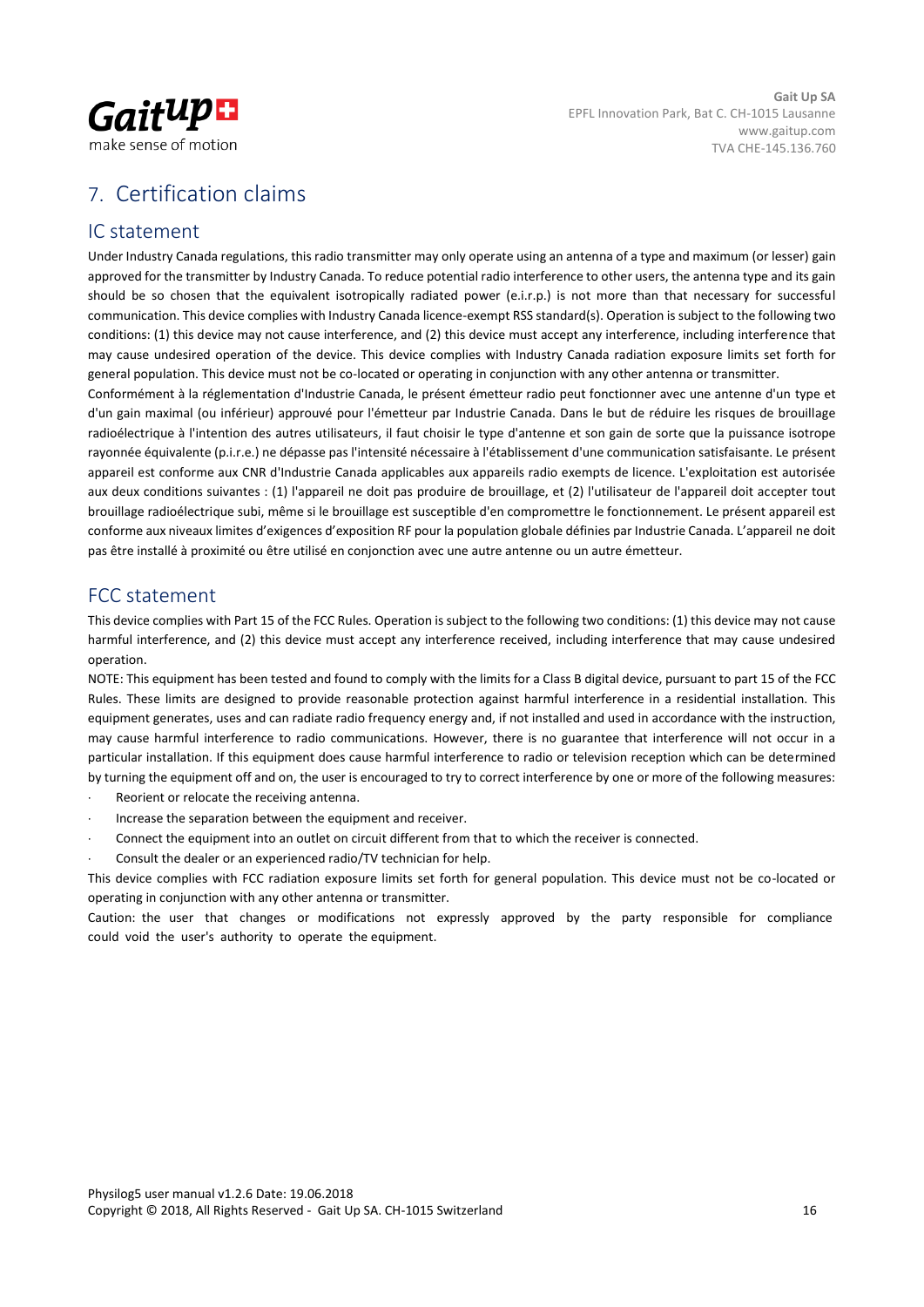# 7. Certification claims

## IC statement

Under Industry Canada regulations, this radio transmitter may only operate using an antenna of a type and maximum (or lesser) gain approved for the transmitter by Industry Canada. To reduce potential radio interference to other users, the antenna type and its gain should be so chosen that the equivalent isotropically radiated power (e.i.r.p.) is not more than that necessary for successful communication. This device complies with Industry Canada licence-exempt RSS standard(s). Operation is subject to the following two conditions: (1) this device may not cause interference, and (2) this device must accept any interference, including interference that may cause undesired operation of the device. This device complies with Industry Canada radiation exposure limits set forth for general population. This device must not be co-located or operating in conjunction with any other antenna or transmitter.

Conformément à la réglementation d'Industrie Canada, le présent émetteur radio peut fonctionner avec une antenne d'un type et d'un gain maximal (ou inférieur) approuvé pour l'émetteur par Industrie Canada. Dans le but de réduire les risques de brouillage radioélectrique à l'intention des autres utilisateurs, il faut choisir le type d'antenne et son gain de sorte que la puissance isotrope rayonnée équivalente (p.i.r.e.) ne dépasse pas l'intensité nécessaire à l'établissement d'une communication satisfaisante. Le présent appareil est conforme aux CNR d'Industrie Canada applicables aux appareils radio exempts de licence. L'exploitation est autorisée aux deux conditions suivantes : (1) l'appareil ne doit pas produire de brouillage, et (2) l'utilisateur de l'appareil doit accepter tout brouillage radioélectrique subi, même si le brouillage est susceptible d'en compromettre le fonctionnement. Le présent appareil est conforme aux niveaux limites d'exigences d'exposition RF pour la population globale définies par Industrie Canada. L'appareil ne doit pas être installé à proximité ou être utilisé en conjonction avec une autre antenne ou un autre émetteur.

## FCC statement

This device complies with Part 15 of the FCC Rules. Operation is subject to the following two conditions: (1) this device may not cause harmful interference, and (2) this device must accept any interference received, including interference that may cause undesired operation.

NOTE: This equipment has been tested and found to comply with the limits for a Class B digital device, pursuant to part 15 of the FCC Rules. These limits are designed to provide reasonable protection against harmful interference in a residential installation. This equipment generates, uses and can radiate radio frequency energy and, if not installed and used in accordance with the instruction, may cause harmful interference to radio communications. However, there is no guarantee that interference will not occur in a particular installation. If this equipment does cause harmful interference to radio or television reception which can be determined by turning the equipment off and on, the user is encouraged to try to correct interference by one or more of the following measures:

- Reorient or relocate the receiving antenna.
- Increase the separation between the equipment and receiver.
- Connect the equipment into an outlet on circuit different from that to which the receiver is connected.
- Consult the dealer or an experienced radio/TV technician for help.

This device complies with FCC radiation exposure limits set forth for general population. This device must not be co-located or operating in conjunction with any other antenna or transmitter.

Caution: the user that changes or modifications not expressly approved by the party responsible for compliance could void the user's authority to operate the equipment.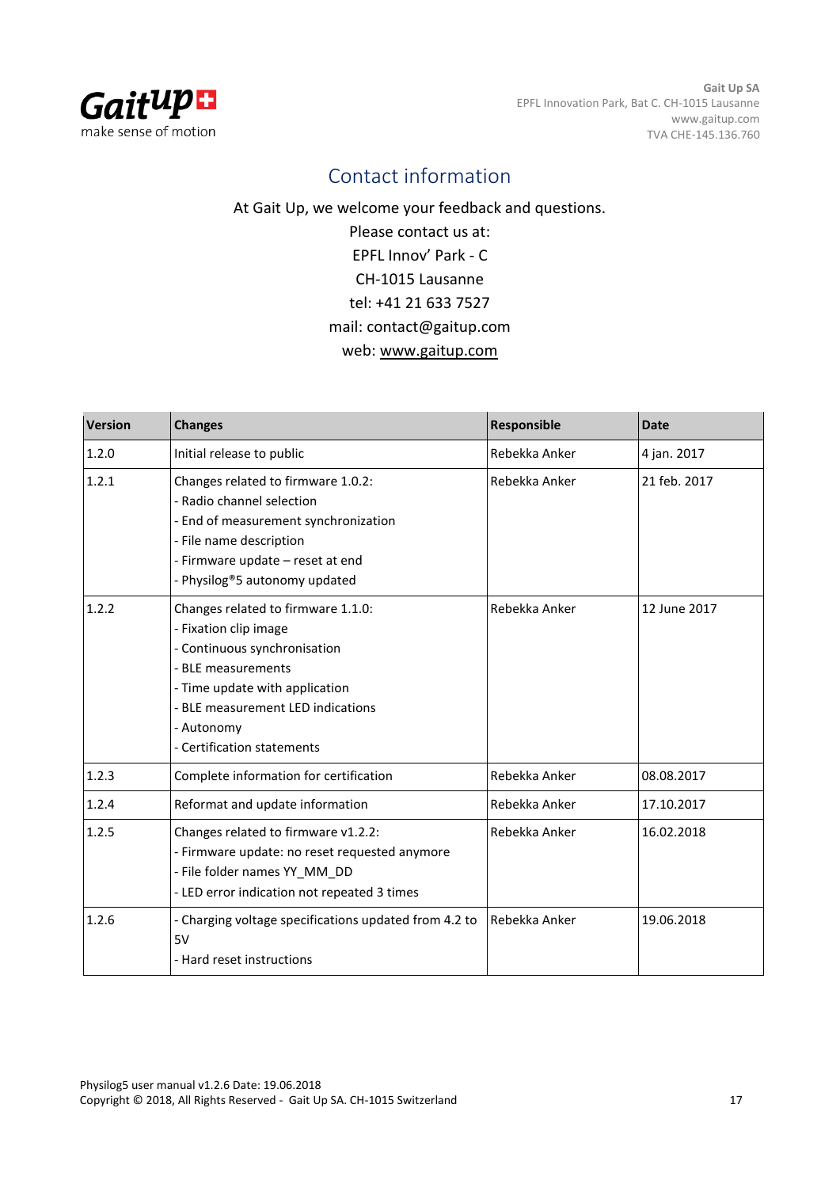# Contact information

At Gait Up, we welcome your feedback and questions.
Please contact us at:
EPFL Innov' Park - C
CH-1015 Lausanne
tel: +41 21 633 7527
mail: contact@gaitup.com
web: www.gaitup.com

| Version | Changes | Responsible | Date |
|---|---|---|---|
| 1.2.0 | Initial release to public | Rebekka Anker | 4 jan. 2017 |
| 1.2.1 | Changes related to firmware 1.0.2:<br>- Radio channel selection<br>- End of measurement synchronization<br>- File name description<br>- Firmware update – reset at end<br>- Physilog®5 autonomy updated | Rebekka Anker | 21 feb. 2017 |
| 1.2.2 | Changes related to firmware 1.1.0:<br>- Fixation clip image<br>- Continuous synchronisation<br>- BLE measurements<br>- Time update with application<br>- BLE measurement LED indications<br>- Autonomy<br>- Certification statements | Rebekka Anker | 12 June 2017 |
| 1.2.3 | Complete information for certification | Rebekka Anker | 08.08.2017 |
| 1.2.4 | Reformat and update information | Rebekka Anker | 17.10.2017 |
| 1.2.5 | Changes related to firmware v1.2.2:<br>- Firmware update: no reset requested anymore<br>- File folder names YY_MM_DD<br>- LED error indication not repeated 3 times | Rebekka Anker | 16.02.2018 |
| 1.2.6 | - Charging voltage specifications updated from 4.2 to 5V<br>- Hard reset instructions | Rebekka Anker | 19.06.2018 |